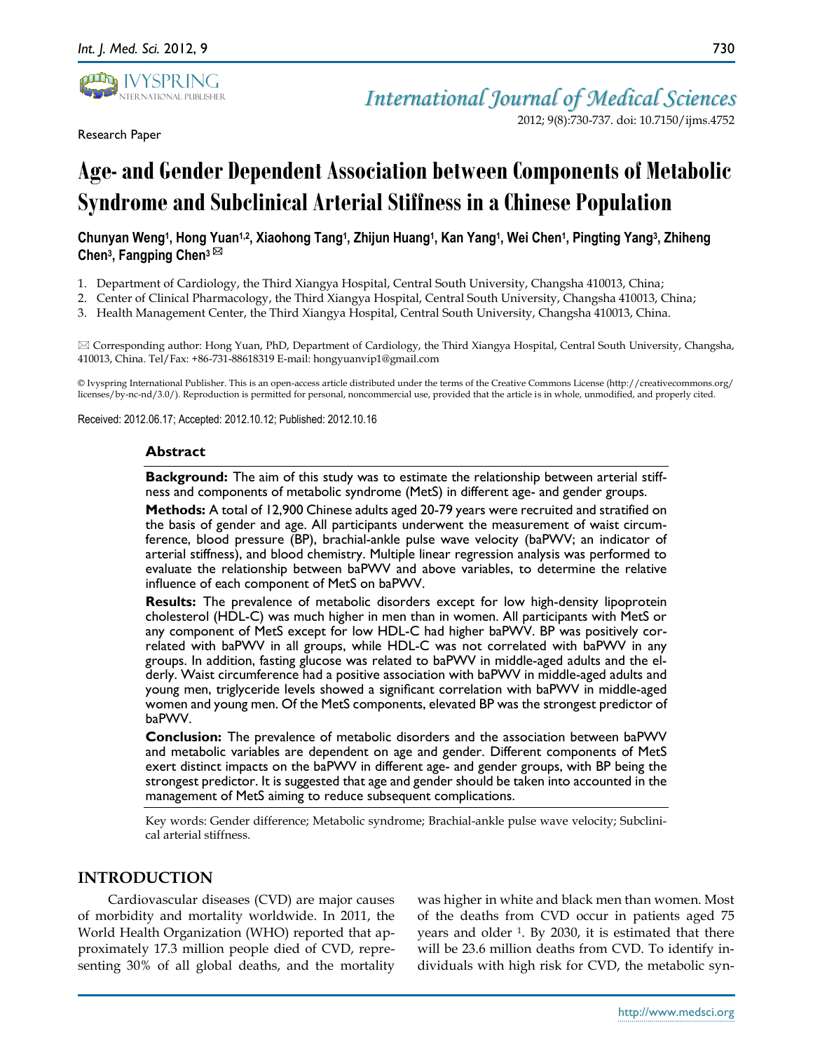Research Paper

# Age- and Gender Dependent Association between Components of Metabolic Syndrome and Subclinical Arterial Stiffness in a Chinese Population

**Chunyan Weng[1], Hong Yuan[1,2], Xiaohong Tang[1], Zhijun Huang[1], Kan Yang[1], Wei Chen[1], Pingting Yang[3], Zhiheng Chen[3], Fangping Chen[3] ✉**

1. Department of Cardiology, the Third Xiangya Hospital, Central South University, Changsha 410013, China;
2. Center of Clinical Pharmacology, the Third Xiangya Hospital, Central South University, Changsha 410013, China;
3. Health Management Center, the Third Xiangya Hospital, Central South University, Changsha 410013, China.

✉ Corresponding author: Hong Yuan, PhD, Department of Cardiology, the Third Xiangya Hospital, Central South University, Changsha, 410013, China. Tel/Fax: +86-731-88618319 E-mail: hongyuanvip1@gmail.com

© Ivyspring International Publisher. This is an open-access article distributed under the terms of the Creative Commons License (http://creativecommons.org/licenses/by-nc-nd/3.0/). Reproduction is permitted for personal, noncommercial use, provided that the article is in whole, unmodified, and properly cited.

Received: 2012.06.17; Accepted: 2012.10.12; Published: 2012.10.16

## Abstract

**Background:** The aim of this study was to estimate the relationship between arterial stiffness and components of metabolic syndrome (MetS) in different age- and gender groups.

**Methods:** A total of 12,900 Chinese adults aged 20-79 years were recruited and stratified on the basis of gender and age. All participants underwent the measurement of waist circumference, blood pressure (BP), brachial-ankle pulse wave velocity (baPWV; an indicator of arterial stiffness), and blood chemistry. Multiple linear regression analysis was performed to evaluate the relationship between baPWV and above variables, to determine the relative influence of each component of MetS on baPWV.

**Results:** The prevalence of metabolic disorders except for low high-density lipoprotein cholesterol (HDL-C) was much higher in men than in women. All participants with MetS or any component of MetS except for low HDL-C had higher baPWV. BP was positively correlated with baPWV in all groups, while HDL-C was not correlated with baPWV in any groups. In addition, fasting glucose was related to baPWV in middle-aged adults and the elderly. Waist circumference had a positive association with baPWV in middle-aged adults and young men, triglyceride levels showed a significant correlation with baPWV in middle-aged women and young men. Of the MetS components, elevated BP was the strongest predictor of baPWV.

**Conclusion:** The prevalence of metabolic disorders and the association between baPWV and metabolic variables are dependent on age and gender. Different components of MetS exert distinct impacts on the baPWV in different age- and gender groups, with BP being the strongest predictor. It is suggested that age and gender should be taken into accounted in the management of MetS aiming to reduce subsequent complications.

Key words: Gender difference; Metabolic syndrome; Brachial-ankle pulse wave velocity; Subclinical arterial stiffness.

## INTRODUCTION

Cardiovascular diseases (CVD) are major causes of morbidity and mortality worldwide. In 2011, the World Health Organization (WHO) reported that approximately 17.3 million people died of CVD, representing 30% of all global deaths, and the mortality was higher in white and black men than women. Most of the deaths from CVD occur in patients aged 75 years and older [1]. By 2030, it is estimated that there will be 23.6 million deaths from CVD. To identify individuals with high risk for CVD, the metabolic syn-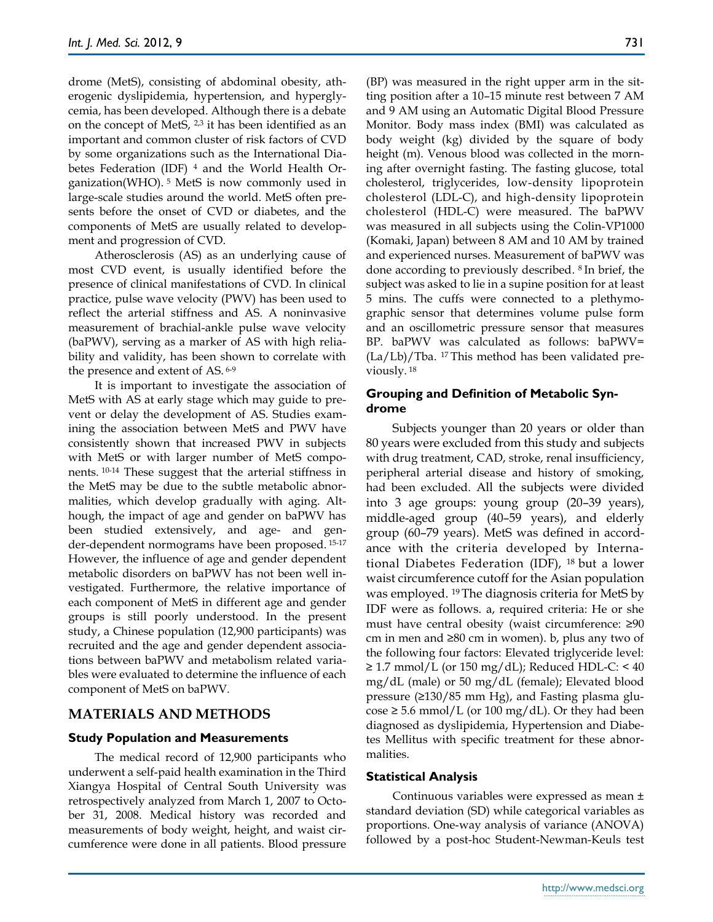drome (MetS), consisting of abdominal obesity, atherogenic dyslipidemia, hypertension, and hyperglycemia, has been developed. Although there is a debate on the concept of MetS, [2,3] it has been identified as an important and common cluster of risk factors of CVD by some organizations such as the International Diabetes Federation (IDF) [4] and the World Health Organization(WHO). [5] MetS is now commonly used in large-scale studies around the world. MetS often presents before the onset of CVD or diabetes, and the components of MetS are usually related to development and progression of CVD.

Atherosclerosis (AS) as an underlying cause of most CVD event, is usually identified before the presence of clinical manifestations of CVD. In clinical practice, pulse wave velocity (PWV) has been used to reflect the arterial stiffness and AS. A noninvasive measurement of brachial-ankle pulse wave velocity (baPWV), serving as a marker of AS with high reliability and validity, has been shown to correlate with the presence and extent of AS. [6-9]

It is important to investigate the association of MetS with AS at early stage which may guide to prevent or delay the development of AS. Studies examining the association between MetS and PWV have consistently shown that increased PWV in subjects with MetS or with larger number of MetS components. [10-14] These suggest that the arterial stiffness in the MetS may be due to the subtle metabolic abnormalities, which develop gradually with aging. Although, the impact of age and gender on baPWV has been studied extensively, and age- and gender-dependent normograms have been proposed. [15-17] However, the influence of age and gender dependent metabolic disorders on baPWV has not been well investigated. Furthermore, the relative importance of each component of MetS in different age and gender groups is still poorly understood. In the present study, a Chinese population (12,900 participants) was recruited and the age and gender dependent associations between baPWV and metabolism related variables were evaluated to determine the influence of each component of MetS on baPWV.

## MATERIALS AND METHODS

### Study Population and Measurements

The medical record of 12,900 participants who underwent a self-paid health examination in the Third Xiangya Hospital of Central South University was retrospectively analyzed from March 1, 2007 to October 31, 2008. Medical history was recorded and measurements of body weight, height, and waist circumference were done in all patients. Blood pressure (BP) was measured in the right upper arm in the sitting position after a 10–15 minute rest between 7 AM and 9 AM using an Automatic Digital Blood Pressure Monitor. Body mass index (BMI) was calculated as body weight (kg) divided by the square of body height (m). Venous blood was collected in the morning after overnight fasting. The fasting glucose, total cholesterol, triglycerides, low-density lipoprotein cholesterol (LDL-C), and high-density lipoprotein cholesterol (HDL-C) were measured. The baPWV was measured in all subjects using the Colin-VP1000 (Komaki, Japan) between 8 AM and 10 AM by trained and experienced nurses. Measurement of baPWV was done according to previously described. [8] In brief, the subject was asked to lie in a supine position for at least 5 mins. The cuffs were connected to a plethymographic sensor that determines volume pulse form and an oscillometric pressure sensor that measures BP. baPWV was calculated as follows: baPWV= $(La/Lb)/Tba$. [17] This method has been validated previously. [18]

### Grouping and Definition of Metabolic Syndrome

Subjects younger than 20 years or older than 80 years were excluded from this study and subjects with drug treatment, CAD, stroke, renal insufficiency, peripheral arterial disease and history of smoking, had been excluded. All the subjects were divided into 3 age groups: young group (20–39 years), middle-aged group (40–59 years), and elderly group (60–79 years). MetS was defined in accordance with the criteria developed by International Diabetes Federation (IDF), [18] but a lower waist circumference cutoff for the Asian population was employed. [19] The diagnosis criteria for MetS by IDF were as follows. a, required criteria: He or she must have central obesity (waist circumference: ≥90 cm in men and ≥80 cm in women). b, plus any two of the following four factors: Elevated triglyceride level: ≥ 1.7 mmol/L (or 150 mg/dL); Reduced HDL-C: < 40 mg/dL (male) or 50 mg/dL (female); Elevated blood pressure (≥130/85 mm Hg), and Fasting plasma glucose ≥ 5.6 mmol/L (or 100 mg/dL). Or they had been diagnosed as dyslipidemia, Hypertension and Diabetes Mellitus with specific treatment for these abnormalities.

### Statistical Analysis

Continuous variables were expressed as mean ± standard deviation (SD) while categorical variables as proportions. One-way analysis of variance (ANOVA) followed by a post-hoc Student-Newman-Keuls test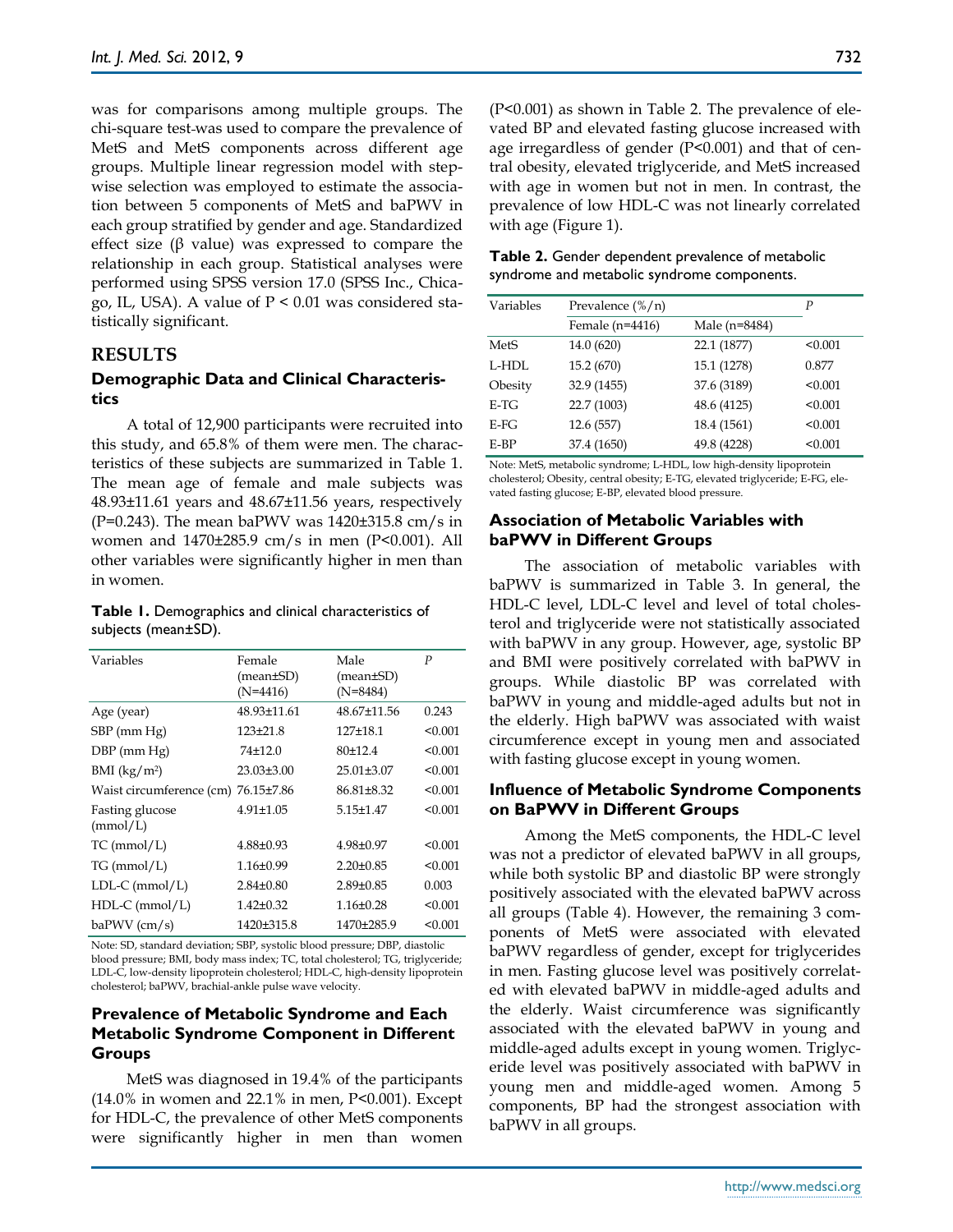was for comparisons among multiple groups. The chi-square test-was used to compare the prevalence of MetS and MetS components across different age groups. Multiple linear regression model with stepwise selection was employed to estimate the association between 5 components of MetS and baPWV in each group stratified by gender and age. Standardized effect size (β value) was expressed to compare the relationship in each group. Statistical analyses were performed using SPSS version 17.0 (SPSS Inc., Chicago, IL, USA). A value of $P < 0.01$ was considered statistically significant.

## RESULTS

### Demographic Data and Clinical Characteristics

A total of 12,900 participants were recruited into this study, and 65.8% of them were men. The characteristics of these subjects are summarized in Table 1. The mean age of female and male subjects was 48.93±11.61 years and 48.67±11.56 years, respectively (P=0.243). The mean baPWV was 1420±315.8 cm/s in women and 1470±285.9 cm/s in men (P<0.001). All other variables were significantly higher in men than in women.

**Table 1.** Demographics and clinical characteristics of subjects (mean±SD).

| Variables | Female (mean±SD) (N=4416) | Male (mean±SD) (N=8484) | P |
|---|---|---|---|
| Age (year) | 48.93±11.61 | 48.67±11.56 | 0.243 |
| SBP (mm Hg) | 123±21.8 | 127±18.1 | <0.001 |
| DBP (mm Hg) | 74±12.0 | 80±12.4 | <0.001 |
| BMI (kg/m$^2$) | 23.03±3.00 | 25.01±3.07 | <0.001 |
| Waist circumference (cm) | 76.15±7.86 | 86.81±8.32 | <0.001 |
| Fasting glucose (mmol/L) | 4.91±1.05 | 5.15±1.47 | <0.001 |
| TC (mmol/L) | 4.88±0.93 | 4.98±0.97 | <0.001 |
| TG (mmol/L) | 1.16±0.99 | 2.20±0.85 | <0.001 |
| LDL-C (mmol/L) | 2.84±0.80 | 2.89±0.85 | 0.003 |
| HDL-C (mmol/L) | 1.42±0.32 | 1.16±0.28 | <0.001 |
| baPWV (cm/s) | 1420±315.8 | 1470±285.9 | <0.001 |

Note: SD, standard deviation; SBP, systolic blood pressure; DBP, diastolic blood pressure; BMI, body mass index; TC, total cholesterol; TG, triglyceride; LDL-C, low-density lipoprotein cholesterol; HDL-C, high-density lipoprotein cholesterol; baPWV, brachial-ankle pulse wave velocity.

### Prevalence of Metabolic Syndrome and Each Metabolic Syndrome Component in Different Groups

MetS was diagnosed in 19.4% of the participants (14.0% in women and 22.1% in men, P<0.001). Except for HDL-C, the prevalence of other MetS components were significantly higher in men than women (P<0.001) as shown in Table 2. The prevalence of elevated BP and elevated fasting glucose increased with age irregardless of gender (P<0.001) and that of central obesity, elevated triglyceride, and MetS increased with age in women but not in men. In contrast, the prevalence of low HDL-C was not linearly correlated with age (Figure 1).

**Table 2.** Gender dependent prevalence of metabolic syndrome and metabolic syndrome components.

| Variables | Prevalence (%/n) | | P |
|---|---|---|---|
| | Female (n=4416) | Male (n=8484) | |
| MetS | 14.0 (620) | 22.1 (1877) | <0.001 |
| L-HDL | 15.2 (670) | 15.1 (1278) | 0.877 |
| Obesity | 32.9 (1455) | 37.6 (3189) | <0.001 |
| E-TG | 22.7 (1003) | 48.6 (4125) | <0.001 |
| E-FG | 12.6 (557) | 18.4 (1561) | <0.001 |
| E-BP | 37.4 (1650) | 49.8 (4228) | <0.001 |

Note: MetS, metabolic syndrome; L-HDL, low high-density lipoprotein cholesterol; Obesity, central obesity; E-TG, elevated triglyceride; E-FG, elevated fasting glucose; E-BP, elevated blood pressure.

### Association of Metabolic Variables with baPWV in Different Groups

The association of metabolic variables with baPWV is summarized in Table 3. In general, the HDL-C level, LDL-C level and level of total cholesterol and triglyceride were not statistically associated with baPWV in any group. However, age, systolic BP and BMI were positively correlated with baPWV in groups. While diastolic BP was correlated with baPWV in young and middle-aged adults but not in the elderly. High baPWV was associated with waist circumference except in young men and associated with fasting glucose except in young women.

### Influence of Metabolic Syndrome Components on BaPWV in Different Groups

Among the MetS components, the HDL-C level was not a predictor of elevated baPWV in all groups, while both systolic BP and diastolic BP were strongly positively associated with the elevated baPWV across all groups (Table 4). However, the remaining 3 components of MetS were associated with elevated baPWV regardless of gender, except for triglycerides in men. Fasting glucose level was positively correlated with elevated baPWV in middle-aged adults and the elderly. Waist circumference was significantly associated with the elevated baPWV in young and middle-aged adults except in young women. Triglyceride level was positively associated with baPWV in young men and middle-aged women. Among 5 components, BP had the strongest association with baPWV in all groups.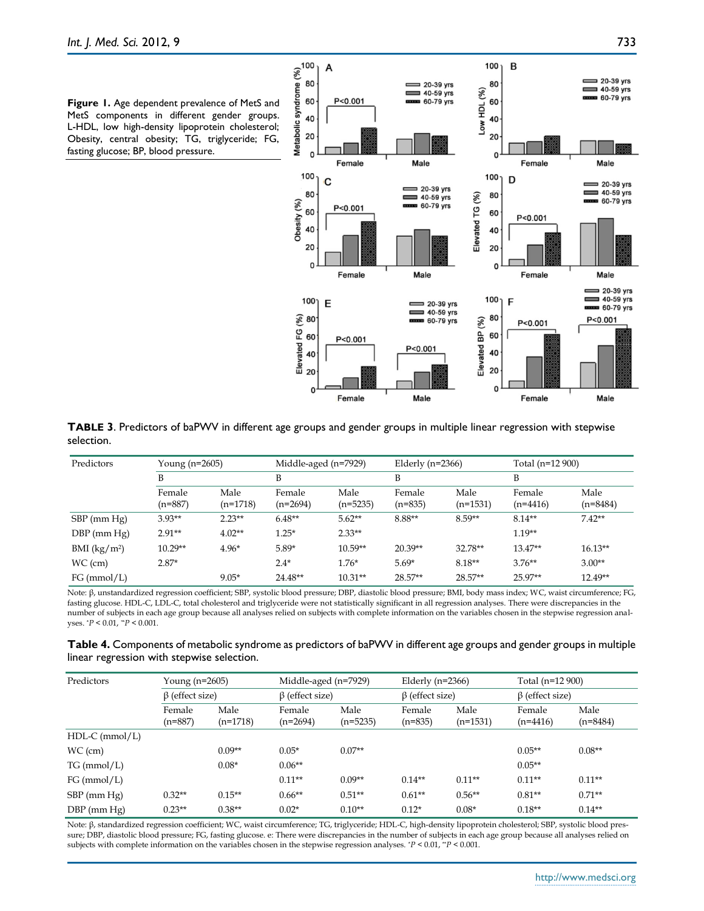**Figure 1.** Age dependent prevalence of MetS and MetS components in different gender groups. L-HDL, low high-density lipoprotein cholesterol; Obesity, central obesity; TG, triglyceride; FG, fasting glucose; BP, blood pressure.

**TABLE 3**. Predictors of baPWV in different age groups and gender groups in multiple linear regression with stepwise selection.

| Predictors | Young (n=2605) | | Middle-aged (n=7929) | | Elderly (n=2366) | | Total (n=12 900) | |
|---|---|---|---|---|---|---|---|---|
| | B | | B | | B | | B | |
| | Female (n=887) | Male (n=1718) | Female (n=2694) | Male (n=5235) | Female (n=835) | Male (n=1531) | Female (n=4416) | Male (n=8484) |
| SBP (mm Hg) | 3.93** | 2.23** | 6.48** | 5.62** | 8.88** | 8.59** | 8.14** | 7.42** |
| DBP (mm Hg) | 2.91** | 4.02** | 1.25* | 2.33** | | | 1.19** | |
| BMI (kg/m$^2$) | 10.29** | 4.96* | 5.89* | 10.59** | 20.39** | 32.78** | 13.47** | 16.13** |
| WC (cm) | 2.87* | | 2.4* | 1.76* | 5.69* | 8.18** | 3.76** | 3.00** |
| FG (mmol/L) | | 9.05* | 24.48** | 10.31** | 28.57** | 28.57** | 25.97** | 12.49** |

Note: β, unstandardized regression coefficient; SBP, systolic blood pressure; DBP, diastolic blood pressure; BMI, body mass index; WC, waist circumference; FG, fasting glucose. HDL-C, LDL-C, total cholesterol and triglyceride were not statistically significant in all regression analyses. There were discrepancies in the number of subjects in each age group because all analyses relied on subjects with complete information on the variables chosen in the stepwise regression analyses. *$P < 0.01$, **$P < 0.001$.

**Table 4.** Components of metabolic syndrome as predictors of baPWV in different age groups and gender groups in multiple linear regression with stepwise selection.

| Predictors | Young (n=2605) | | Middle-aged (n=7929) | | Elderly (n=2366) | | Total (n=12 900) | |
|---|---|---|---|---|---|---|---|---|
| | β (effect size) | | β (effect size) | | β (effect size) | | β (effect size) | |
| | Female (n=887) | Male (n=1718) | Female (n=2694) | Male (n=5235) | Female (n=835) | Male (n=1531) | Female (n=4416) | Male (n=8484) |
| HDL-C (mmol/L) | | | | | | | | |
| WC (cm) | | 0.09** | 0.05* | 0.07** | | | 0.05** | 0.08** |
| TG (mmol/L) | | 0.08* | 0.06** | | | | 0.05** | |
| FG (mmol/L) | | | 0.11** | 0.09** | 0.14** | 0.11** | 0.11** | 0.11** |
| SBP (mm Hg) | 0.32** | 0.15** | 0.66** | 0.51** | 0.61** | 0.56** | 0.81** | 0.71** |
| DBP (mm Hg) | 0.23** | 0.38** | 0.02* | 0.10** | 0.12* | 0.08* | 0.18** | 0.14** |

Note: β, standardized regression coefficient; WC, waist circumference; TG, triglyceride; HDL-C, high-density lipoprotein cholesterol; SBP, systolic blood pressure; DBP, diastolic blood pressure; FG, fasting glucose. e: There were discrepancies in the number of subjects in each age group because all analyses relied on subjects with complete information on the variables chosen in the stepwise regression analyses. *$P < 0.01$, **$P < 0.001$.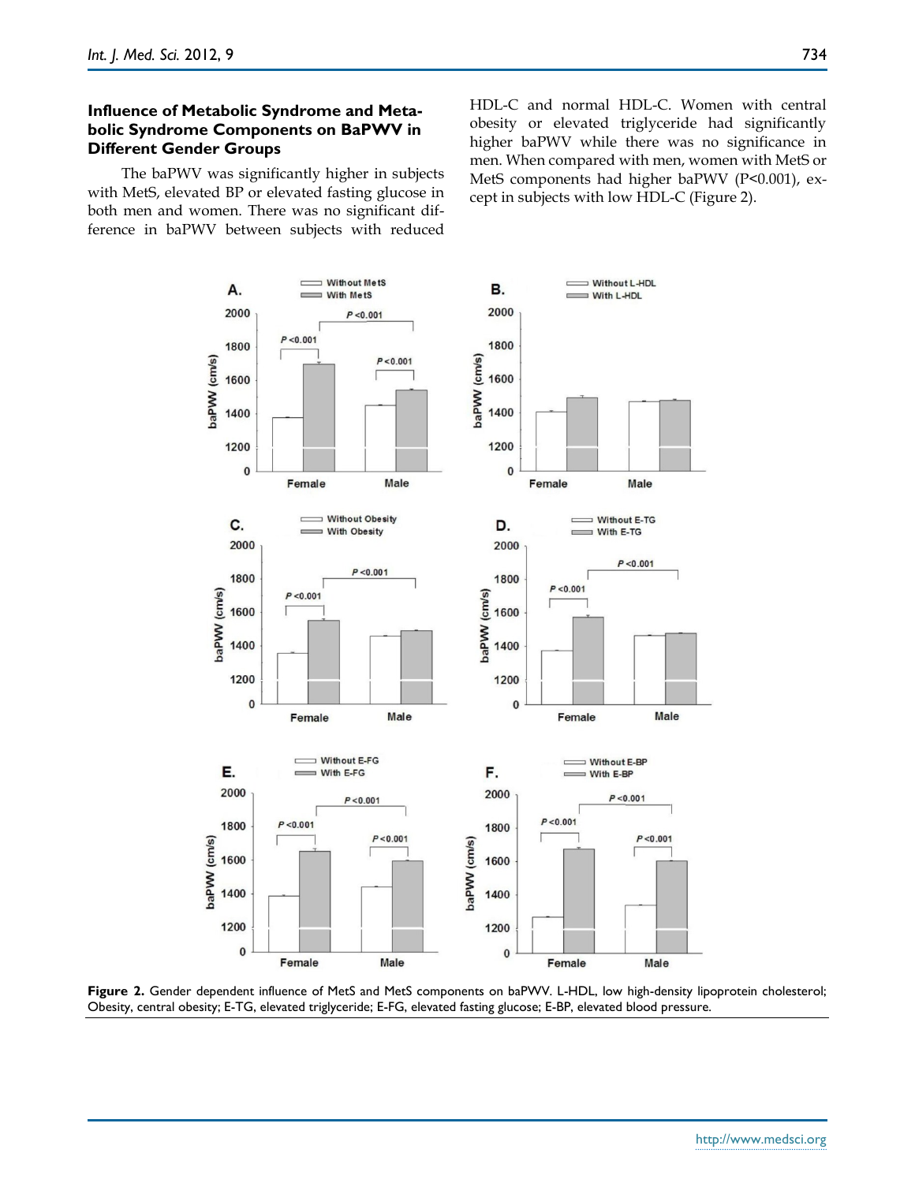### Influence of Metabolic Syndrome and Metabolic Syndrome Components on BaPWV in Different Gender Groups

The baPWV was significantly higher in subjects with MetS, elevated BP or elevated fasting glucose in both men and women. There was no significant difference in baPWV between subjects with reduced HDL-C and normal HDL-C. Women with central obesity or elevated triglyceride had significantly higher baPWV while there was no significance in men. When compared with men, women with MetS or MetS components had higher baPWV (P<0.001), except in subjects with low HDL-C (Figure 2).

**Figure 2.** Gender dependent influence of MetS and MetS components on baPWV. L-HDL, low high-density lipoprotein cholesterol; Obesity, central obesity; E-TG, elevated triglyceride; E-FG, elevated fasting glucose; E-BP, elevated blood pressure.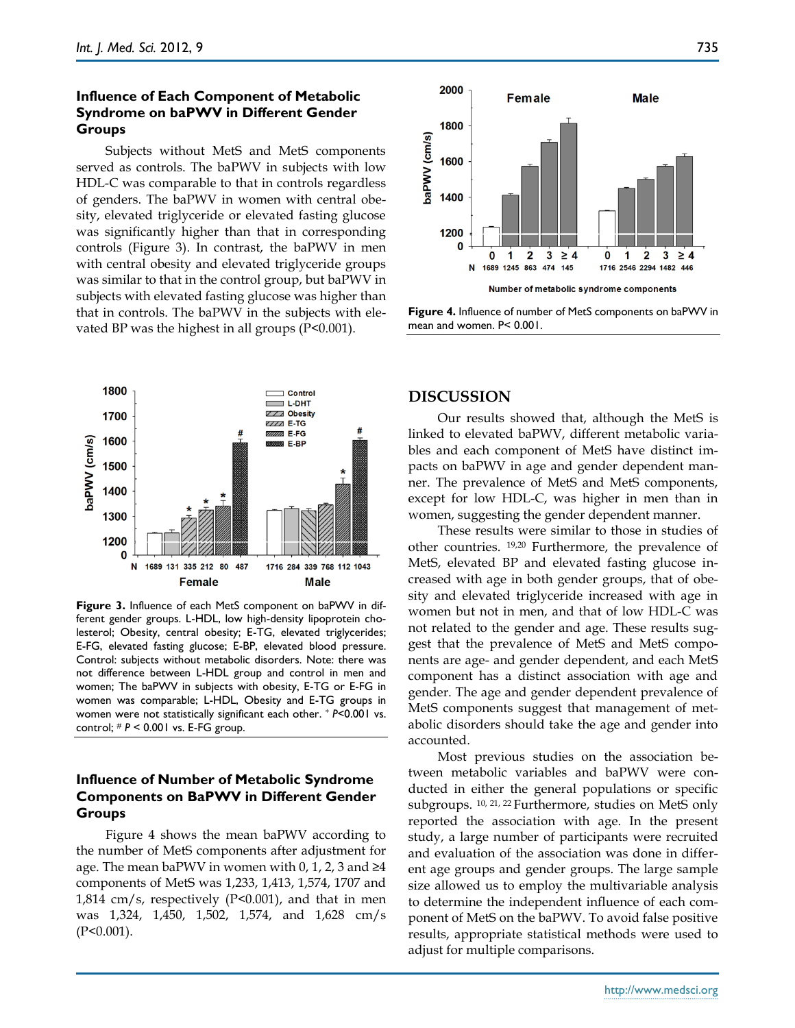### Influence of Each Component of Metabolic Syndrome on baPWV in Different Gender Groups

Subjects without MetS and MetS components served as controls. The baPWV in subjects with low HDL-C was comparable to that in controls regardless of genders. The baPWV in women with central obesity, elevated triglyceride or elevated fasting glucose was significantly higher than that in corresponding controls (Figure 3). In contrast, the baPWV in men with central obesity and elevated triglyceride groups was similar to that in the control group, but baPWV in subjects with elevated fasting glucose was higher than that in controls. The baPWV in the subjects with elevated BP was the highest in all groups (P<0.001).

**Figure 3.** Influence of each MetS component on baPWV in different gender groups. L-HDL, low high-density lipoprotein cholesterol; Obesity, central obesity; E-TG, elevated triglycerides; E-FG, elevated fasting glucose; E-BP, elevated blood pressure. Control: subjects without metabolic disorders. Note: there was not difference between L-HDL group and control in men and women; The baPWV in subjects with obesity, E-TG or E-FG in women was comparable; L-HDL, Obesity and E-TG groups in women were not statistically significant each other. * *P*<0.001 vs. control; # *P* < 0.001 vs. E-FG group.

### Influence of Number of Metabolic Syndrome Components on BaPWV in Different Gender Groups

Figure 4 shows the mean baPWV according to the number of MetS components after adjustment for age. The mean baPWV in women with 0, 1, 2, 3 and ≥4 components of MetS was 1,233, 1,413, 1,574, 1707 and 1,814 cm/s, respectively (P<0.001), and that in men was 1,324, 1,450, 1,502, 1,574, and 1,628 cm/s (P<0.001).

**Figure 4.** Influence of number of MetS components on baPWV in mean and women. P< 0.001.

## DISCUSSION

Our results showed that, although the MetS is linked to elevated baPWV, different metabolic variables and each component of MetS have distinct impacts on baPWV in age and gender dependent manner. The prevalence of MetS and MetS components, except for low HDL-C, was higher in men than in women, suggesting the gender dependent manner.

These results were similar to those in studies of other countries. [19,20] Furthermore, the prevalence of MetS, elevated BP and elevated fasting glucose increased with age in both gender groups, that of obesity and elevated triglyceride increased with age in women but not in men, and that of low HDL-C was not related to the gender and age. These results suggest that the prevalence of MetS and MetS components are age- and gender dependent, and each MetS component has a distinct association with age and gender. The age and gender dependent prevalence of MetS components suggest that management of metabolic disorders should take the age and gender into accounted.

Most previous studies on the association between metabolic variables and baPWV were conducted in either the general populations or specific subgroups. [10, 21, 22] Furthermore, studies on MetS only reported the association with age. In the present study, a large number of participants were recruited and evaluation of the association was done in different age groups and gender groups. The large sample size allowed us to employ the multivariable analysis to determine the independent influence of each component of MetS on the baPWV. To avoid false positive results, appropriate statistical methods were used to adjust for multiple comparisons.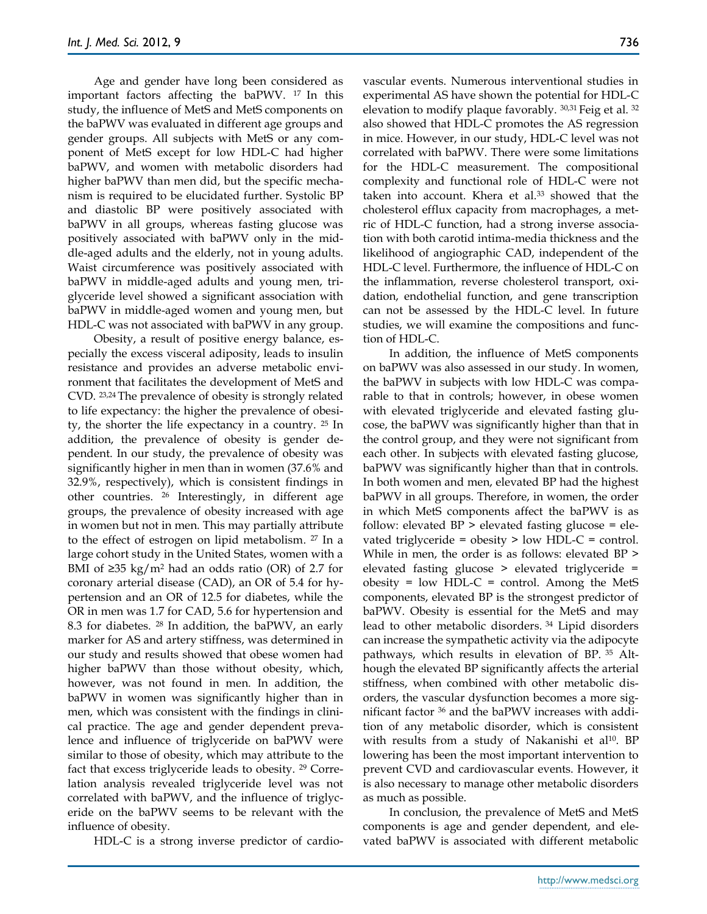Age and gender have long been considered as important factors affecting the baPWV. [17] In this study, the influence of MetS and MetS components on the baPWV was evaluated in different age groups and gender groups. All subjects with MetS or any component of MetS except for low HDL-C had higher baPWV, and women with metabolic disorders had higher baPWV than men did, but the specific mechanism is required to be elucidated further. Systolic BP and diastolic BP were positively associated with baPWV in all groups, whereas fasting glucose was positively associated with baPWV only in the middle-aged adults and the elderly, not in young adults. Waist circumference was positively associated with baPWV in middle-aged adults and young men, triglyceride level showed a significant association with baPWV in middle-aged women and young men, but HDL-C was not associated with baPWV in any group.

Obesity, a result of positive energy balance, especially the excess visceral adiposity, leads to insulin resistance and provides an adverse metabolic environment that facilitates the development of MetS and CVD. [23,24] The prevalence of obesity is strongly related to life expectancy: the higher the prevalence of obesity, the shorter the life expectancy in a country. [25] In addition, the prevalence of obesity is gender dependent. In our study, the prevalence of obesity was significantly higher in men than in women (37.6% and 32.9%, respectively), which is consistent findings in other countries. [26] Interestingly, in different age groups, the prevalence of obesity increased with age in women but not in men. This may partially attribute to the effect of estrogen on lipid metabolism. [27] In a large cohort study in the United States, women with a BMI of ≥35 kg/m$^2$ had an odds ratio (OR) of 2.7 for coronary arterial disease (CAD), an OR of 5.4 for hypertension and an OR of 12.5 for diabetes, while the OR in men was 1.7 for CAD, 5.6 for hypertension and 8.3 for diabetes. [28] In addition, the baPWV, an early marker for AS and artery stiffness, was determined in our study and results showed that obese women had higher baPWV than those without obesity, which, however, was not found in men. In addition, the baPWV in women was significantly higher than in men, which was consistent with the findings in clinical practice. The age and gender dependent prevalence and influence of triglyceride on baPWV were similar to those of obesity, which may attribute to the fact that excess triglyceride leads to obesity. [29] Correlation analysis revealed triglyceride level was not correlated with baPWV, and the influence of triglyceride on the baPWV seems to be relevant with the influence of obesity.

HDL-C is a strong inverse predictor of cardiovascular events. Numerous interventional studies in experimental AS have shown the potential for HDL-C elevation to modify plaque favorably. [30,31] Feig et al. [32] also showed that HDL-C promotes the AS regression in mice. However, in our study, HDL-C level was not correlated with baPWV. There were some limitations for the HDL-C measurement. The compositional complexity and functional role of HDL-C were not taken into account. Khera et al.[33] showed that the cholesterol efflux capacity from macrophages, a metric of HDL-C function, had a strong inverse association with both carotid intima-media thickness and the likelihood of angiographic CAD, independent of the HDL-C level. Furthermore, the influence of HDL-C on the inflammation, reverse cholesterol transport, oxidation, endothelial function, and gene transcription can not be assessed by the HDL-C level. In future studies, we will examine the compositions and function of HDL-C.

In addition, the influence of MetS components on baPWV was also assessed in our study. In women, the baPWV in subjects with low HDL-C was comparable to that in controls; however, in obese women with elevated triglyceride and elevated fasting glucose, the baPWV was significantly higher than that in the control group, and they were not significant from each other. In subjects with elevated fasting glucose, baPWV was significantly higher than that in controls. In both women and men, elevated BP had the highest baPWV in all groups. Therefore, in women, the order in which MetS components affect the baPWV is as follow: elevated BP > elevated fasting glucose = elevated triglyceride = obesity > low HDL-C = control. While in men, the order is as follows: elevated BP > elevated fasting glucose > elevated triglyceride = obesity = low HDL-C = control. Among the MetS components, elevated BP is the strongest predictor of baPWV. Obesity is essential for the MetS and may lead to other metabolic disorders. [34] Lipid disorders can increase the sympathetic activity via the adipocyte pathways, which results in elevation of BP. [35] Although the elevated BP significantly affects the arterial stiffness, when combined with other metabolic disorders, the vascular dysfunction becomes a more significant factor [36] and the baPWV increases with addition of any metabolic disorder, which is consistent with results from a study of Nakanishi et al[10]. BP lowering has been the most important intervention to prevent CVD and cardiovascular events. However, it is also necessary to manage other metabolic disorders as much as possible.

In conclusion, the prevalence of MetS and MetS components is age and gender dependent, and elevated baPWV is associated with different metabolic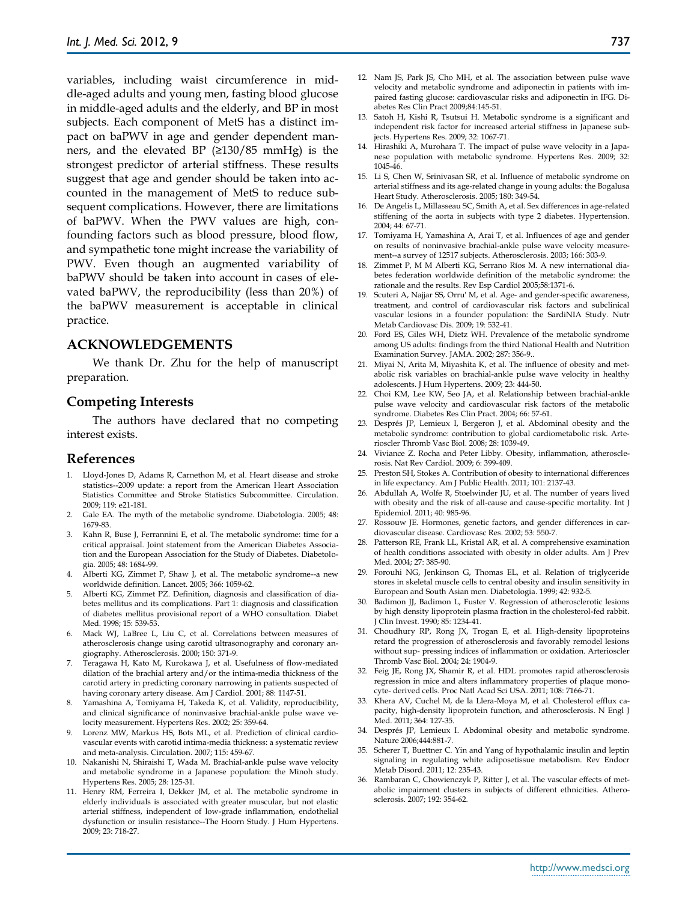variables, including waist circumference in middle-aged adults and young men, fasting blood glucose in middle-aged adults and the elderly, and BP in most subjects. Each component of MetS has a distinct impact on baPWV in age and gender dependent manners, and the elevated BP (≥130/85 mmHg) is the strongest predictor of arterial stiffness. These results suggest that age and gender should be taken into accounted in the management of MetS to reduce subsequent complications. However, there are limitations of baPWV. When the PWV values are high, confounding factors such as blood pressure, blood flow, and sympathetic tone might increase the variability of PWV. Even though an augmented variability of baPWV should be taken into account in cases of elevated baPWV, the reproducibility (less than 20%) of the baPWV measurement is acceptable in clinical practice.

## ACKNOWLEDGEMENTS

We thank Dr. Zhu for the help of manuscript preparation.

### Competing Interests

The authors have declared that no competing interest exists.

## References

1. Lloyd-Jones D, Adams R, Carnethon M, et al. Heart disease and stroke statistics--2009 update: a report from the American Heart Association Statistics Committee and Stroke Statistics Subcommittee. Circulation. 2009; 119: e21-181.
2. Gale EA. The myth of the metabolic syndrome. Diabetologia. 2005; 48: 1679-83.
3. Kahn R, Buse J, Ferrannini E, et al. The metabolic syndrome: time for a critical appraisal. Joint statement from the American Diabetes Association and the European Association for the Study of Diabetes. Diabetologia. 2005; 48: 1684-99.
4. Alberti KG, Zimmet P, Shaw J, et al. The metabolic syndrome--a new worldwide definition. Lancet. 2005; 366: 1059-62.
5. Alberti KG, Zimmet PZ. Definition, diagnosis and classification of diabetes mellitus and its complications. Part 1: diagnosis and classification of diabetes mellitus provisional report of a WHO consultation. Diabet Med. 1998; 15: 539-53.
6. Mack WJ, LaBree L, Liu C, et al. Correlations between measures of atherosclerosis change using carotid ultrasonography and coronary angiography. Atherosclerosis. 2000; 150: 371-9.
7. Teragawa H, Kato M, Kurokawa J, et al. Usefulness of flow-mediated dilation of the brachial artery and/or the intima-media thickness of the carotid artery in predicting coronary narrowing in patients suspected of having coronary artery disease. Am J Cardiol. 2001; 88: 1147-51.
8. Yamashina A, Tomiyama H, Takeda K, et al. Validity, reproducibility, and clinical significance of noninvasive brachial-ankle pulse wave velocity measurement. Hypertens Res. 2002; 25: 359-64.
9. Lorenz MW, Markus HS, Bots ML, et al. Prediction of clinical cardiovascular events with carotid intima-media thickness: a systematic review and meta-analysis. Circulation. 2007; 115: 459-67.
10. Nakanishi N, Shiraishi T, Wada M. Brachial-ankle pulse wave velocity and metabolic syndrome in a Japanese population: the Minoh study. Hypertens Res. 2005; 28: 125-31.
11. Henry RM, Ferreira I, Dekker JM, et al. The metabolic syndrome in elderly individuals is associated with greater muscular, but not elastic arterial stiffness, independent of low-grade inflammation, endothelial dysfunction or insulin resistance--The Hoorn Study. J Hum Hypertens. 2009; 23: 718-27.
12. Nam JS, Park JS, Cho MH, et al. The association between pulse wave velocity and metabolic syndrome and adiponectin in patients with impaired fasting glucose: cardiovascular risks and adiponectin in IFG. Diabetes Res Clin Pract 2009;84:145-51.
13. Satoh H, Kishi R, Tsutsui H. Metabolic syndrome is a significant and independent risk factor for increased arterial stiffness in Japanese subjects. Hypertens Res. 2009; 32: 1067-71.
14. Hirashiki A, Murohara T. The impact of pulse wave velocity in a Japanese population with metabolic syndrome. Hypertens Res. 2009; 32: 1045-46.
15. Li S, Chen W, Srinivasan SR, et al. Influence of metabolic syndrome on arterial stiffness and its age-related change in young adults: the Bogalusa Heart Study. Atherosclerosis. 2005; 180: 349-54.
16. De Angelis L, Millasseau SC, Smith A, et al. Sex differences in age-related stiffening of the aorta in subjects with type 2 diabetes. Hypertension. 2004; 44: 67-71.
17. Tomiyama H, Yamashina A, Arai T, et al. Influences of age and gender on results of noninvasive brachial-ankle pulse wave velocity measurement--a survey of 12517 subjects. Atherosclerosis. 2003; 166: 303-9.
18. Zimmet P, M M Alberti KG, Serrano Ríos M. A new international diabetes federation worldwide definition of the metabolic syndrome: the rationale and the results. Rev Esp Cardiol 2005;58:1371-6.
19. Scuteri A, Najjar SS, Orru' M, et al. Age- and gender-specific awareness, treatment, and control of cardiovascular risk factors and subclinical vascular lesions in a founder population: the SardiNIA Study. Nutr Metab Cardiovasc Dis. 2009; 19: 532-41.
20. Ford ES, Giles WH, Dietz WH. Prevalence of the metabolic syndrome among US adults: findings from the third National Health and Nutrition Examination Survey. JAMA. 2002; 287: 356-9..
21. Miyai N, Arita M, Miyashita K, et al. The influence of obesity and metabolic risk variables on brachial-ankle pulse wave velocity in healthy adolescents. J Hum Hypertens. 2009; 23: 444-50.
22. Choi KM, Lee KW, Seo JA, et al. Relationship between brachial-ankle pulse wave velocity and cardiovascular risk factors of the metabolic syndrome. Diabetes Res Clin Pract. 2004; 66: 57-61.
23. Després JP, Lemieux I, Bergeron J, et al. Abdominal obesity and the metabolic syndrome: contribution to global cardiometabolic risk. Arterioscler Thromb Vasc Biol. 2008; 28: 1039-49.
24. Viviance Z. Rocha and Peter Libby. Obesity, inflammation, atherosclerosis. Nat Rev Cardiol. 2009; 6: 399-409.
25. Preston SH, Stokes A. Contribution of obesity to international differences in life expectancy. Am J Public Health. 2011; 101: 2137-43.
26. Abdullah A, Wolfe R, Stoelwinder JU, et al. The number of years lived with obesity and the risk of all-cause and cause-specific mortality. Int J Epidemiol. 2011; 40: 985-96.
27. Rossouw JE. Hormones, genetic factors, and gender differences in cardiovascular disease. Cardiovasc Res. 2002; 53: 550-7.
28. Patterson RE, Frank LL, Kristal AR, et al. A comprehensive examination of health conditions associated with obesity in older adults. Am J Prev Med. 2004; 27: 385-90.
29. Forouhi NG, Jenkinson G, Thomas EL, et al. Relation of triglyceride stores in skeletal muscle cells to central obesity and insulin sensitivity in European and South Asian men. Diabetologia. 1999; 42: 932-5.
30. Badimon JJ, Badimon L, Fuster V. Regression of atherosclerotic lesions by high density lipoprotein plasma fraction in the cholesterol-fed rabbit. J Clin Invest. 1990; 85: 1234-41.
31. Choudhury RP, Rong JX, Trogan E, et al. High-density lipoproteins retard the progression of atherosclerosis and favorably remodel lesions without sup- pressing indices of inflammation or oxidation. Arterioscler Thromb Vasc Biol. 2004; 24: 1904-9.
32. Feig JE, Rong JX, Shamir R, et al. HDL promotes rapid atherosclerosis regression in mice and alters inflammatory properties of plaque monocyte- derived cells. Proc Natl Acad Sci USA. 2011; 108: 7166-71.
33. Khera AV, Cuchel M, de la Llera-Moya M, et al. Cholesterol efflux capacity, high-density lipoprotein function, and atherosclerosis. N Engl J Med. 2011; 364: 127-35.
34. Després JP, Lemieux I. Abdominal obesity and metabolic syndrome. Nature 2006;444:881-7.
35. Scherer T, Buettner C. Yin and Yang of hypothalamic insulin and leptin signaling in regulating white adiposetissue metabolism. Rev Endocr Metab Disord. 2011; 12: 235-43.
36. Rambaran C, Chowienczyk P, Ritter J, et al. The vascular effects of metabolic impairment clusters in subjects of different ethnicities. Atherosclerosis. 2007; 192: 354-62.